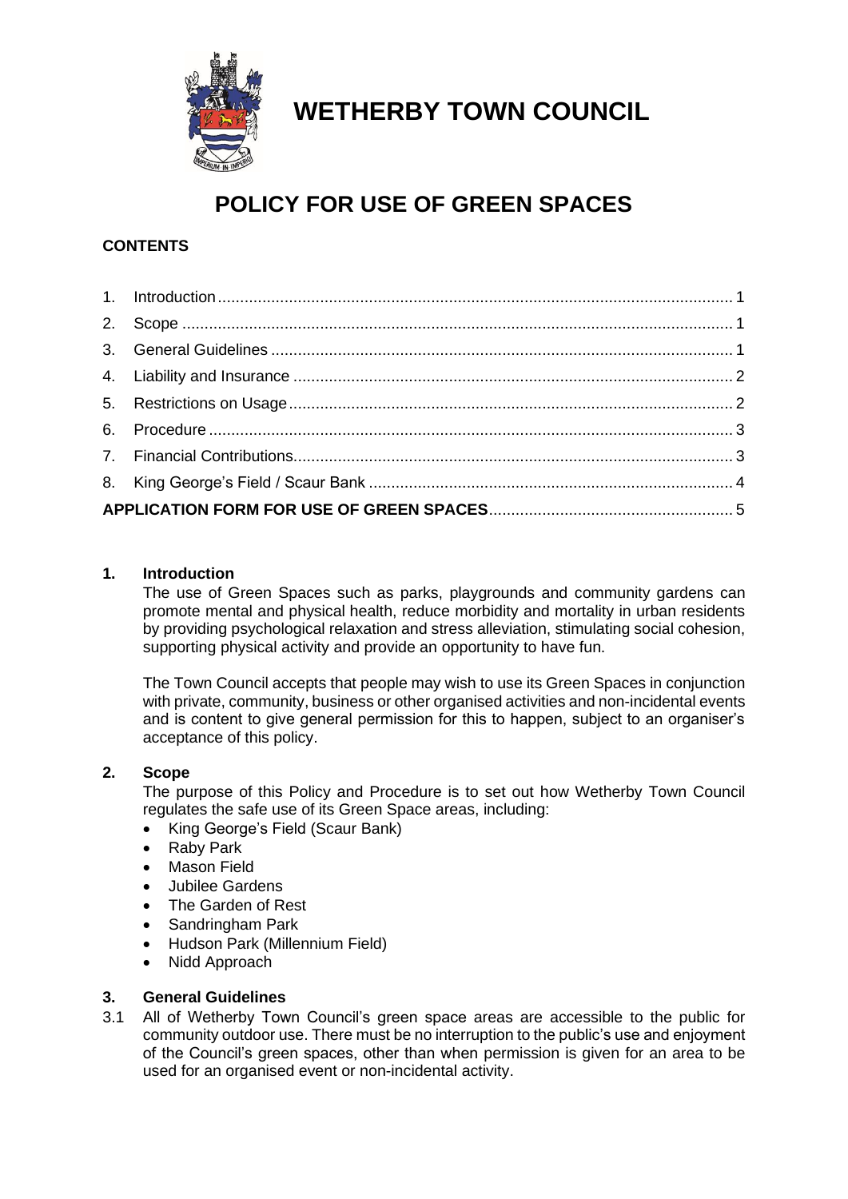# WETHERBY TOWN COUNCIL

## POLICY FOR USE OF GREEN SPACES

**CONTENTS**

1. Introduction ..... 1
2. Scope ..... 1
3. General Guidelines ..... 1
4. Liability and Insurance ..... 2
5. Restrictions on Usage ..... 2
6. Procedure ..... 3
7. Financial Contributions ..... 3
8. King George's Field / Scaur Bank ..... 4

**APPLICATION FORM FOR USE OF GREEN SPACES** ..... 5

### 1. Introduction

The use of Green Spaces such as parks, playgrounds and community gardens can promote mental and physical health, reduce morbidity and mortality in urban residents by providing psychological relaxation and stress alleviation, stimulating social cohesion, supporting physical activity and provide an opportunity to have fun.

The Town Council accepts that people may wish to use its Green Spaces in conjunction with private, community, business or other organised activities and non-incidental events and is content to give general permission for this to happen, subject to an organiser's acceptance of this policy.

### 2. Scope

The purpose of this Policy and Procedure is to set out how Wetherby Town Council regulates the safe use of its Green Space areas, including:

- King George's Field (Scaur Bank)
- Raby Park
- Mason Field
- Jubilee Gardens
- The Garden of Rest
- Sandringham Park
- Hudson Park (Millennium Field)
- Nidd Approach

### 3. General Guidelines

3.1 All of Wetherby Town Council's green space areas are accessible to the public for community outdoor use. There must be no interruption to the public's use and enjoyment of the Council's green spaces, other than when permission is given for an area to be used for an organised event or non-incidental activity.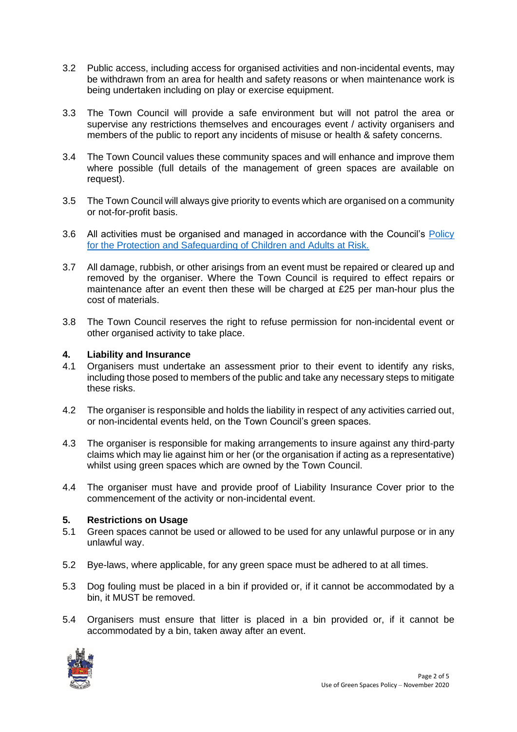3.2 Public access, including access for organised activities and non-incidental events, may be withdrawn from an area for health and safety reasons or when maintenance work is being undertaken including on play or exercise equipment.

3.3 The Town Council will provide a safe environment but will not patrol the area or supervise any restrictions themselves and encourages event / activity organisers and members of the public to report any incidents of misuse or health & safety concerns.

3.4 The Town Council values these community spaces and will enhance and improve them where possible (full details of the management of green spaces are available on request).

3.5 The Town Council will always give priority to events which are organised on a community or not-for-profit basis.

3.6 All activities must be organised and managed in accordance with the Council's Policy for the Protection and Safeguarding of Children and Adults at Risk.

3.7 All damage, rubbish, or other arisings from an event must be repaired or cleared up and removed by the organiser. Where the Town Council is required to effect repairs or maintenance after an event then these will be charged at £25 per man-hour plus the cost of materials.

3.8 The Town Council reserves the right to refuse permission for non-incidental event or other organised activity to take place.

## 4. Liability and Insurance

4.1 Organisers must undertake an assessment prior to their event to identify any risks, including those posed to members of the public and take any necessary steps to mitigate these risks.

4.2 The organiser is responsible and holds the liability in respect of any activities carried out, or non-incidental events held, on the Town Council's green spaces.

4.3 The organiser is responsible for making arrangements to insure against any third-party claims which may lie against him or her (or the organisation if acting as a representative) whilst using green spaces which are owned by the Town Council.

4.4 The organiser must have and provide proof of Liability Insurance Cover prior to the commencement of the activity or non-incidental event.

## 5. Restrictions on Usage

5.1 Green spaces cannot be used or allowed to be used for any unlawful purpose or in any unlawful way.

5.2 Bye-laws, where applicable, for any green space must be adhered to at all times.

5.3 Dog fouling must be placed in a bin if provided or, if it cannot be accommodated by a bin, it MUST be removed.

5.4 Organisers must ensure that litter is placed in a bin provided or, if it cannot be accommodated by a bin, taken away after an event.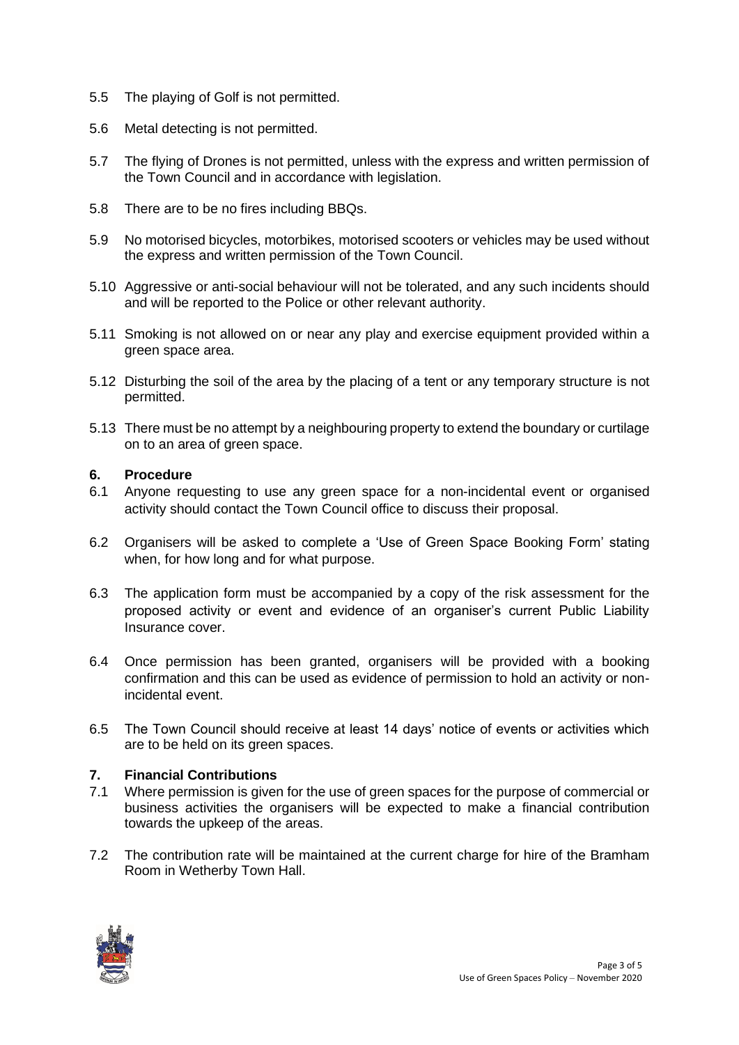5.5 The playing of Golf is not permitted.

5.6 Metal detecting is not permitted.

5.7 The flying of Drones is not permitted, unless with the express and written permission of the Town Council and in accordance with legislation.

5.8 There are to be no fires including BBQs.

5.9 No motorised bicycles, motorbikes, motorised scooters or vehicles may be used without the express and written permission of the Town Council.

5.10 Aggressive or anti-social behaviour will not be tolerated, and any such incidents should and will be reported to the Police or other relevant authority.

5.11 Smoking is not allowed on or near any play and exercise equipment provided within a green space area.

5.12 Disturbing the soil of the area by the placing of a tent or any temporary structure is not permitted.

5.13 There must be no attempt by a neighbouring property to extend the boundary or curtilage on to an area of green space.

## 6. Procedure

6.1 Anyone requesting to use any green space for a non-incidental event or organised activity should contact the Town Council office to discuss their proposal.

6.2 Organisers will be asked to complete a 'Use of Green Space Booking Form' stating when, for how long and for what purpose.

6.3 The application form must be accompanied by a copy of the risk assessment for the proposed activity or event and evidence of an organiser's current Public Liability Insurance cover.

6.4 Once permission has been granted, organisers will be provided with a booking confirmation and this can be used as evidence of permission to hold an activity or non-incidental event.

6.5 The Town Council should receive at least 14 days' notice of events or activities which are to be held on its green spaces.

## 7. Financial Contributions

7.1 Where permission is given for the use of green spaces for the purpose of commercial or business activities the organisers will be expected to make a financial contribution towards the upkeep of the areas.

7.2 The contribution rate will be maintained at the current charge for hire of the Bramham Room in Wetherby Town Hall.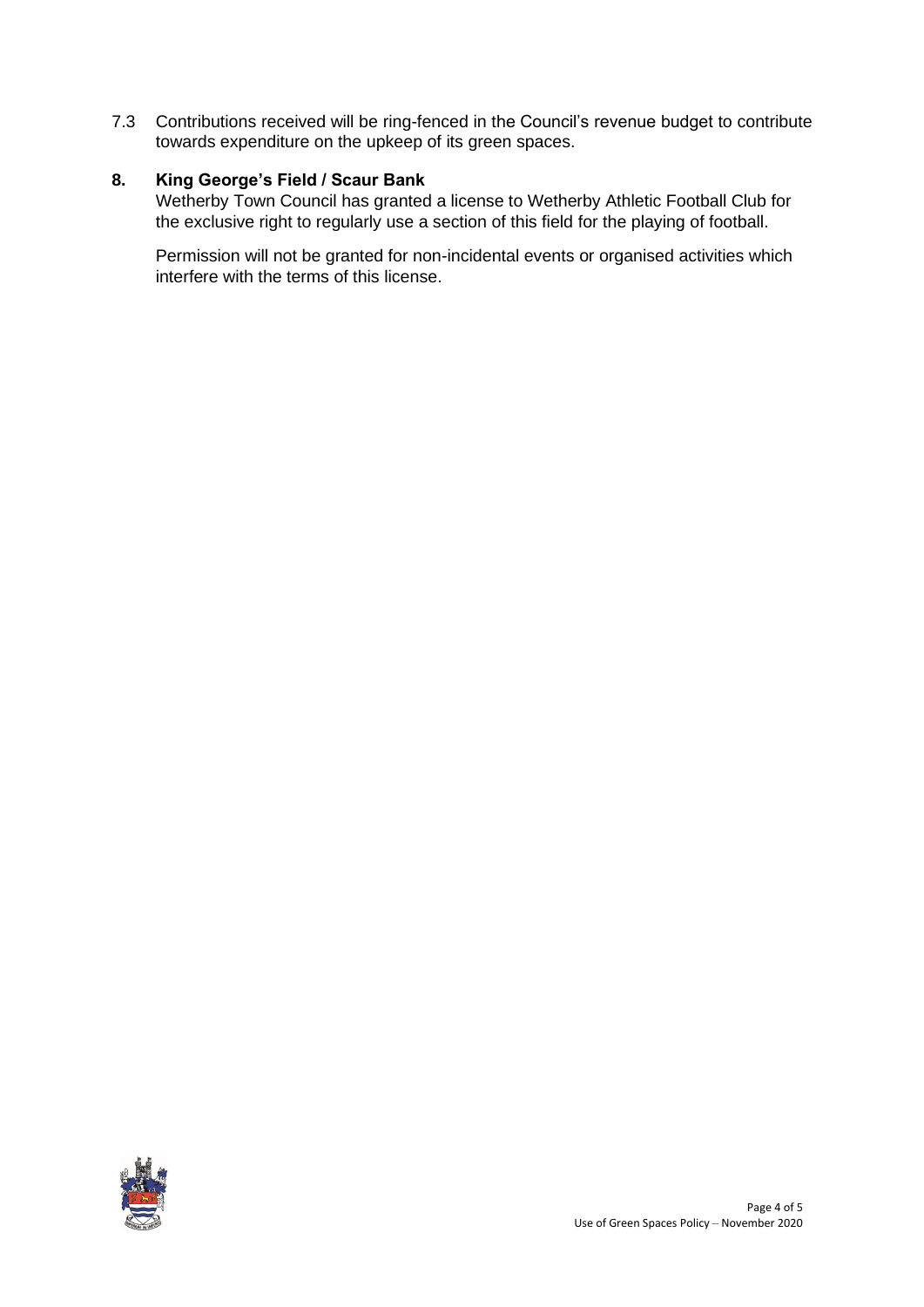7.3 Contributions received will be ring-fenced in the Council's revenue budget to contribute towards expenditure on the upkeep of its green spaces.

## 8. King George's Field / Scaur Bank

Wetherby Town Council has granted a license to Wetherby Athletic Football Club for the exclusive right to regularly use a section of this field for the playing of football.

Permission will not be granted for non-incidental events or organised activities which interfere with the terms of this license.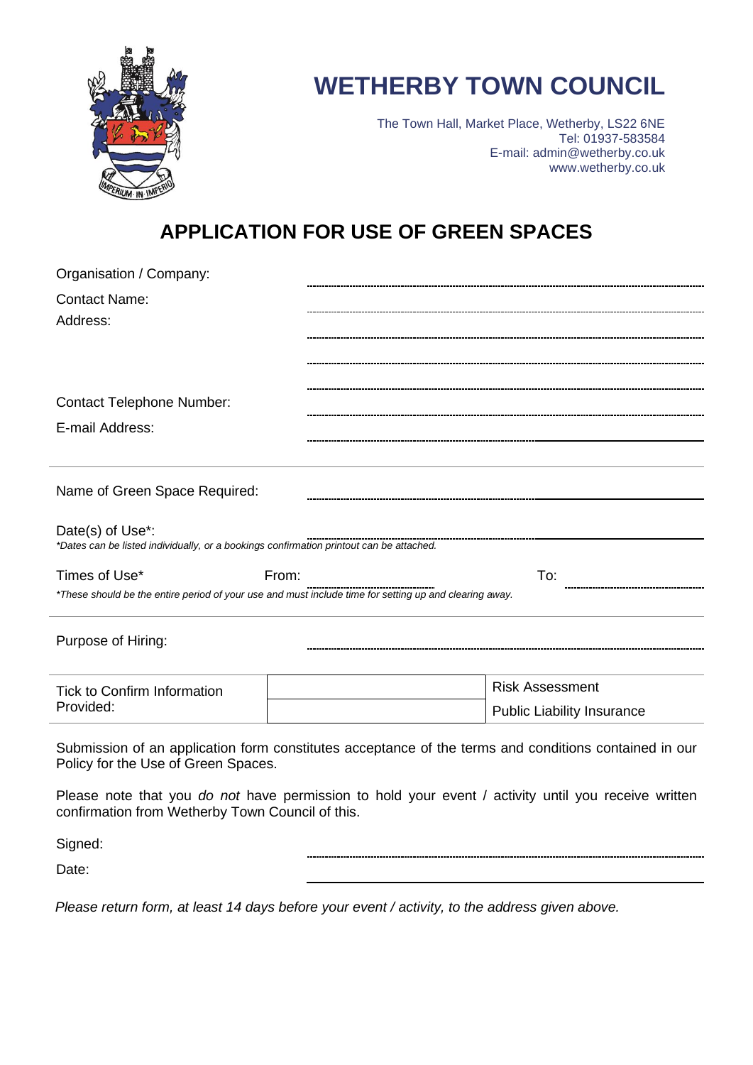# WETHERBY TOWN COUNCIL

The Town Hall, Market Place, Wetherby, LS22 6NE
Tel: 01937-583584
E-mail: admin@wetherby.co.uk
www.wetherby.co.uk

## APPLICATION FOR USE OF GREEN SPACES

Organisation / Company: ........................................................................................................

Contact Name: ........................................................................................................

Address: ........................................................................................................

........................................................................................................

........................................................................................................

Contact Telephone Number: ........................................................................................................

E-mail Address: ........................................................................................................

---

Name of Green Space Required: ........................................................................................................

Date(s) of Use*: ........................................................................................................

*\*Dates can be listed individually, or a bookings confirmation printout can be attached.*

Times of Use* From: ........................................ To: ........................................

*\*These should be the entire period of your use and must include time for setting up and clearing away.*

---

Purpose of Hiring: ........................................................................................................

| | | |
|---|---|---|
| Tick to Confirm Information Provided: | | Risk Assessment |
| | | Public Liability Insurance |

Submission of an application form constitutes acceptance of the terms and conditions contained in our Policy for the Use of Green Spaces.

Please note that you *do not* have permission to hold your event / activity until you receive written confirmation from Wetherby Town Council of this.

Signed: ........................................................................................................

Date: ........................................................................................................

*Please return form, at least 14 days before your event / activity, to the address given above.*